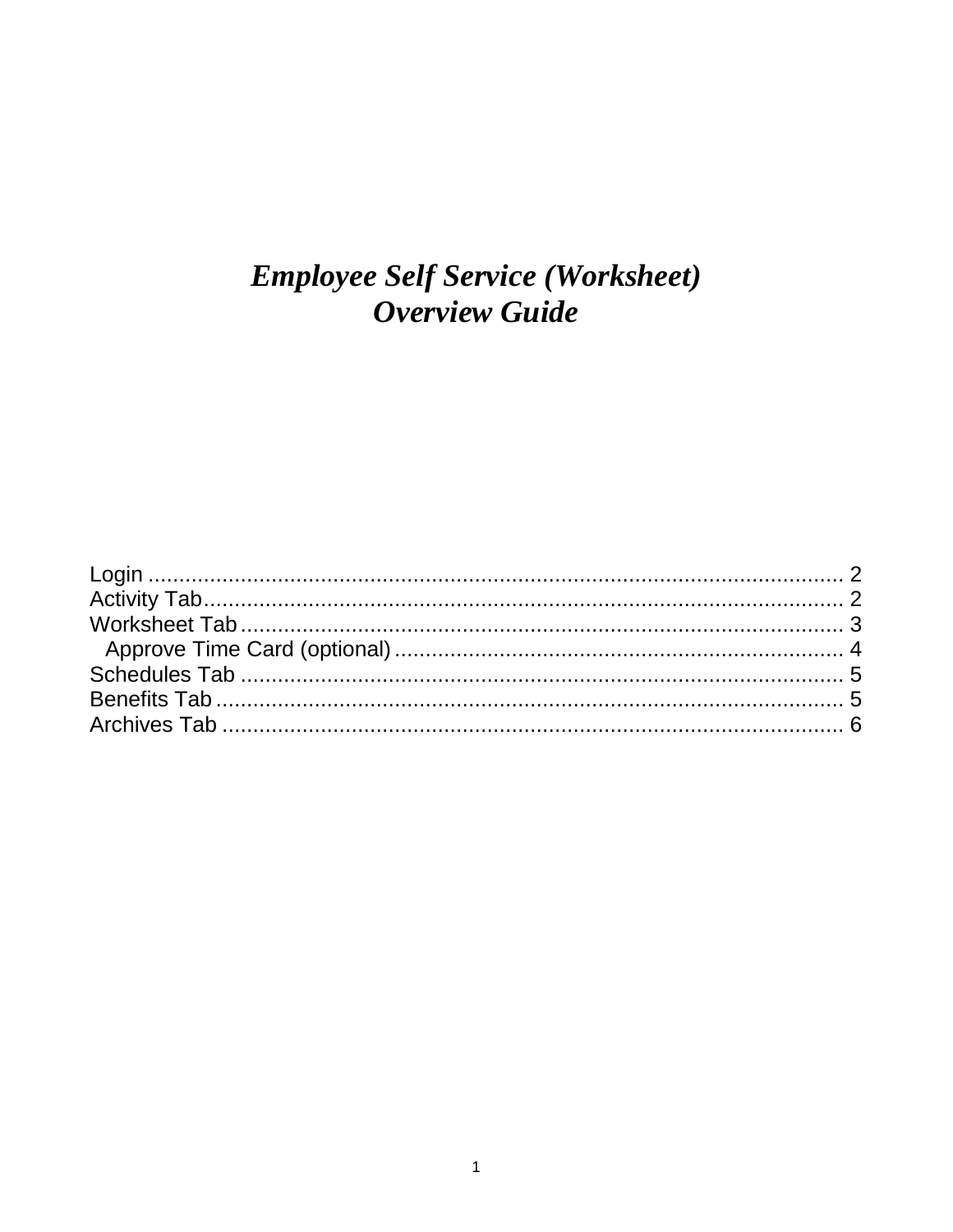# *Employee Self Service (Worksheet)*
# *Overview Guide*

Login ........................................................................................................ 2
Activity Tab................................................................................................ 2
Worksheet Tab .......................................................................................... 3
  Approve Time Card (optional) .............................................................. 4
Schedules Tab .......................................................................................... 5
Benefits Tab .............................................................................................. 5
Archives Tab ............................................................................................. 6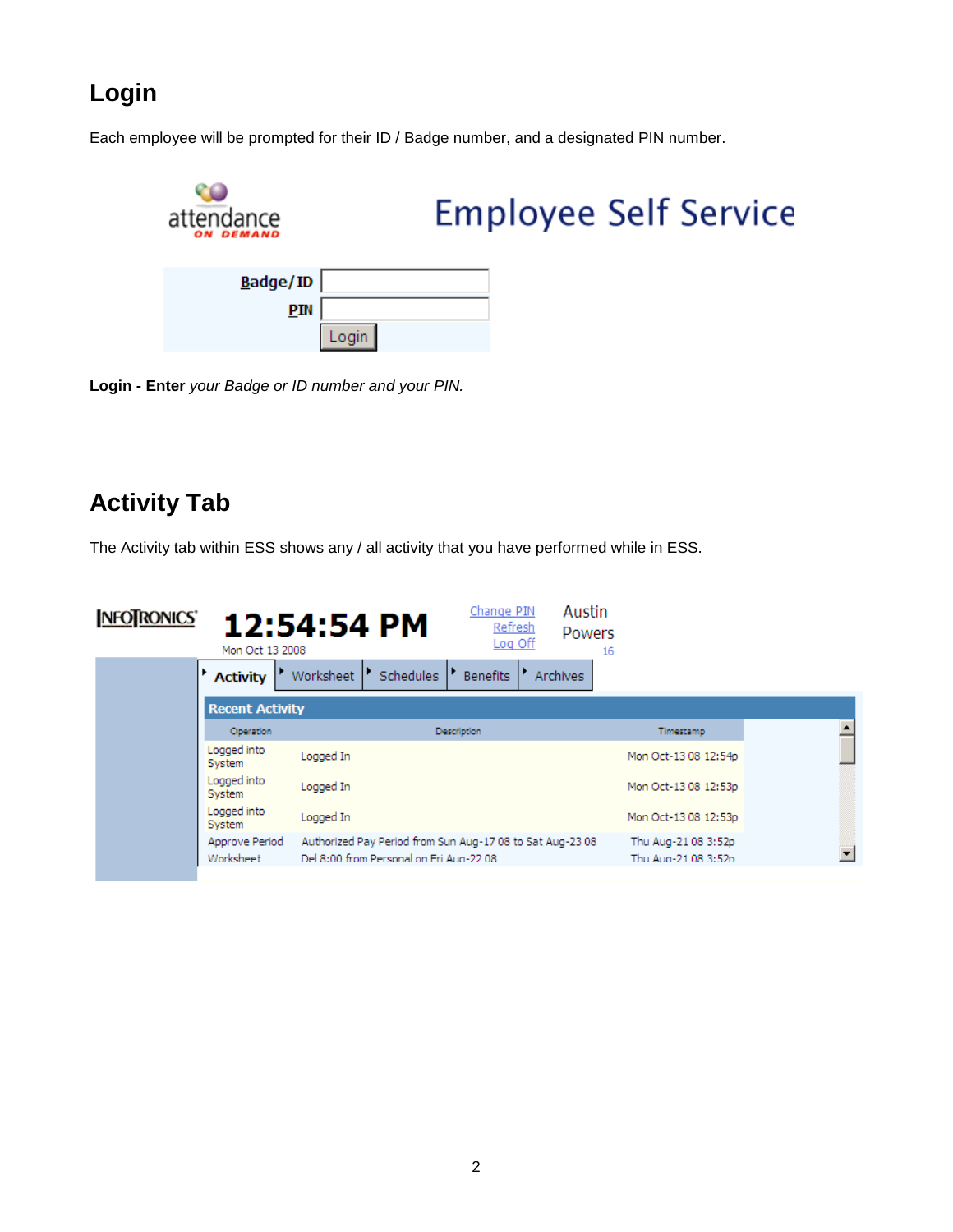## Login

Each employee will be prompted for their ID / Badge number, and a designated PIN number.

attendance ON DEMAND

Employee Self Service

Badge/ID

PIN

Login

**Login - Enter** *your Badge or ID number and your PIN.*

## Activity Tab

The Activity tab within ESS shows any / all activity that you have performed while in ESS.

INFOTRONICS

12:54:54 PM

Mon Oct 13 2008

Change PIN
Refresh
Log Off

Austin Powers
16

Activity | Worksheet | Schedules | Benefits | Archives

**Recent Activity**

| Operation | Description | Timestamp |
|---|---|---|
| Logged into System | Logged In | Mon Oct-13 08 12:54p |
| Logged into System | Logged In | Mon Oct-13 08 12:53p |
| Logged into System | Logged In | Mon Oct-13 08 12:53p |
| Approve Period | Authorized Pay Period from Sun Aug-17 08 to Sat Aug-23 08 | Thu Aug-21 08 3:52p |
| Worksheet | Del 8:00 from Personal on Fri Aug-22 08 | Thu Aug-21 08 3:52p |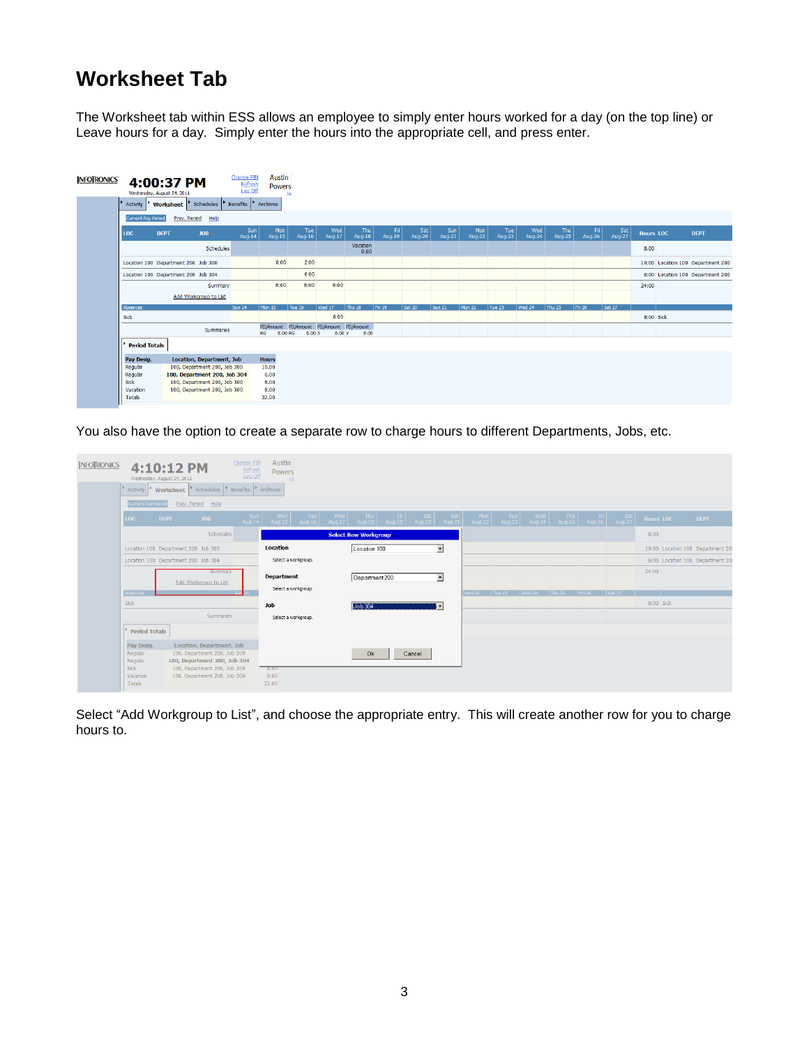# Worksheet Tab

The Worksheet tab within ESS allows an employee to simply enter hours worked for a day (on the top line) or Leave hours for a day. Simply enter the hours into the appropriate cell, and press enter.

You also have the option to create a separate row to charge hours to different Departments, Jobs, etc.

Select "Add Workgroup to List", and choose the appropriate entry. This will create another row for you to charge hours to.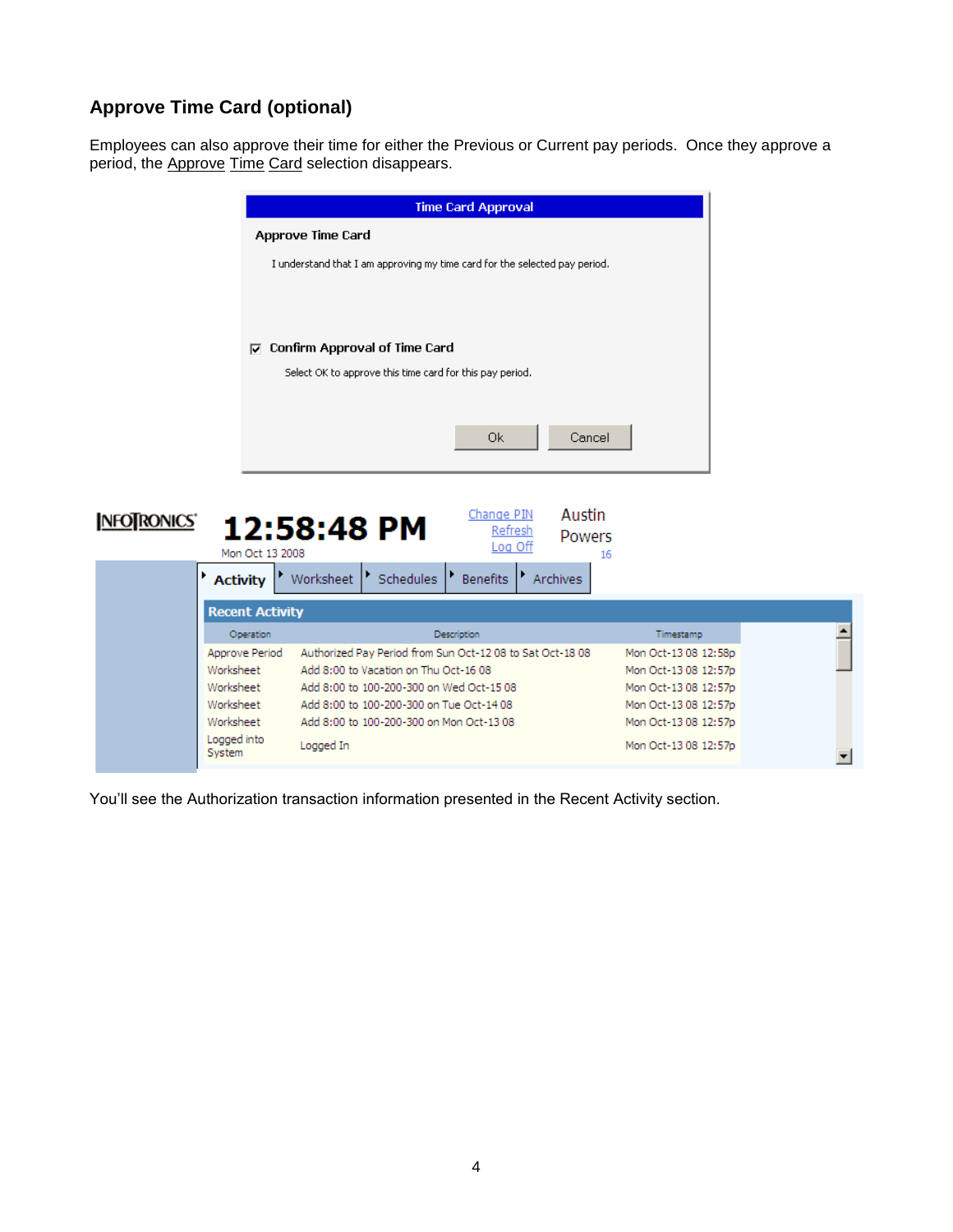### Approve Time Card (optional)

Employees can also approve their time for either the Previous or Current pay periods. Once they approve a period, the Approve Time Card selection disappears.

**Time Card Approval**

**Approve Time Card**

I understand that I am approving my time card for the selected pay period.

☑ **Confirm Approval of Time Card**

Select OK to approve this time card for this pay period.

Ok | Cancel

INFOTRONICS **12:58:48 PM** Mon Oct 13 2008 | Change PIN | Refresh | Log Off | Austin Powers 16

Activity | Worksheet | Schedules | Benefits | Archives

**Recent Activity**

| Operation | Description | Timestamp |
|---|---|---|
| Approve Period | Authorized Pay Period from Sun Oct-12 08 to Sat Oct-18 08 | Mon Oct-13 08 12:58p |
| Worksheet | Add 8:00 to Vacation on Thu Oct-16 08 | Mon Oct-13 08 12:57p |
| Worksheet | Add 8:00 to 100-200-300 on Wed Oct-15 08 | Mon Oct-13 08 12:57p |
| Worksheet | Add 8:00 to 100-200-300 on Tue Oct-14 08 | Mon Oct-13 08 12:57p |
| Worksheet | Add 8:00 to 100-200-300 on Mon Oct-13 08 | Mon Oct-13 08 12:57p |
| Logged into System | Logged In | Mon Oct-13 08 12:57p |

You'll see the Authorization transaction information presented in the Recent Activity section.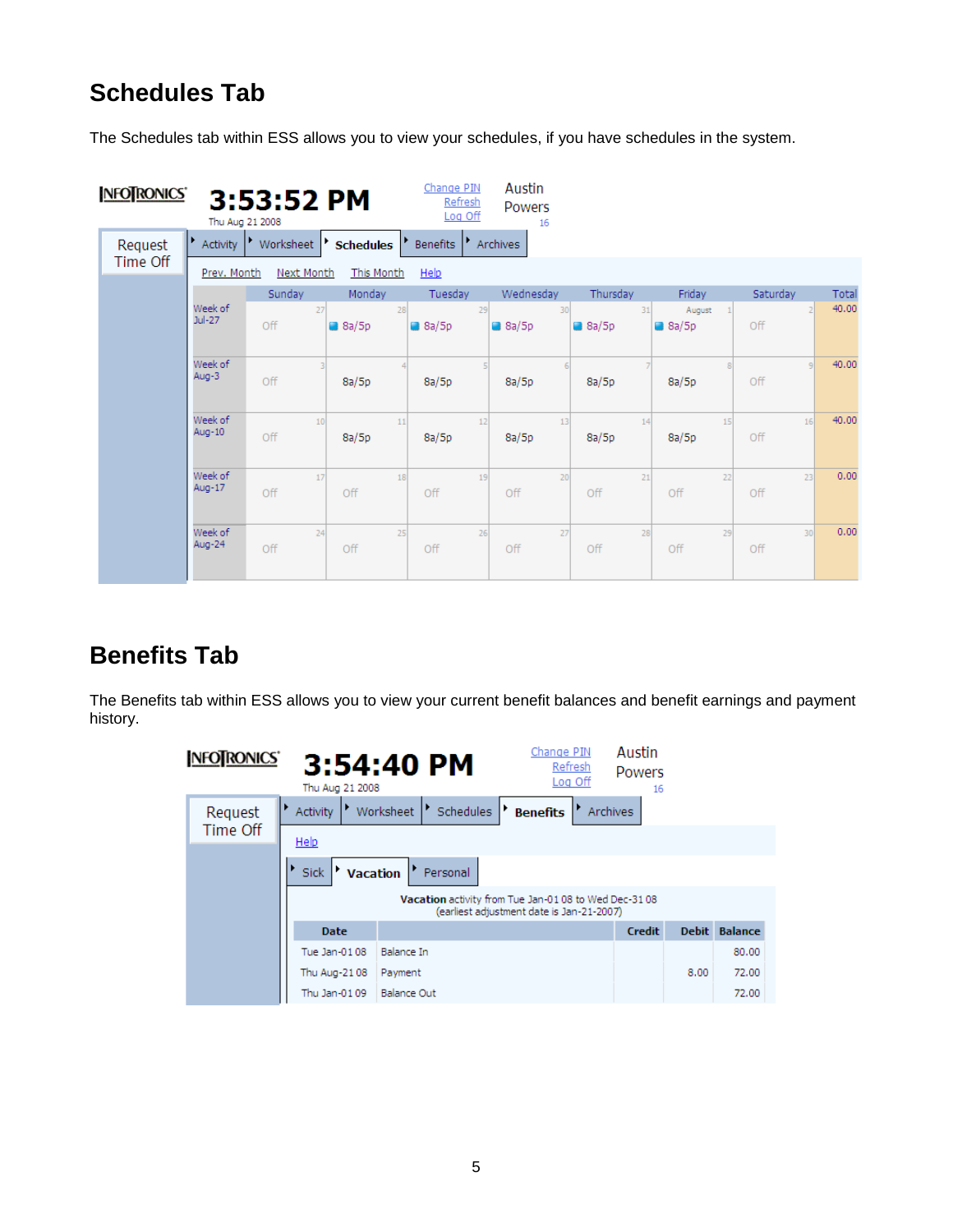## Schedules Tab

The Schedules tab within ESS allows you to view your schedules, if you have schedules in the system.

## Benefits Tab

The Benefits tab within ESS allows you to view your current benefit balances and benefit earnings and payment history.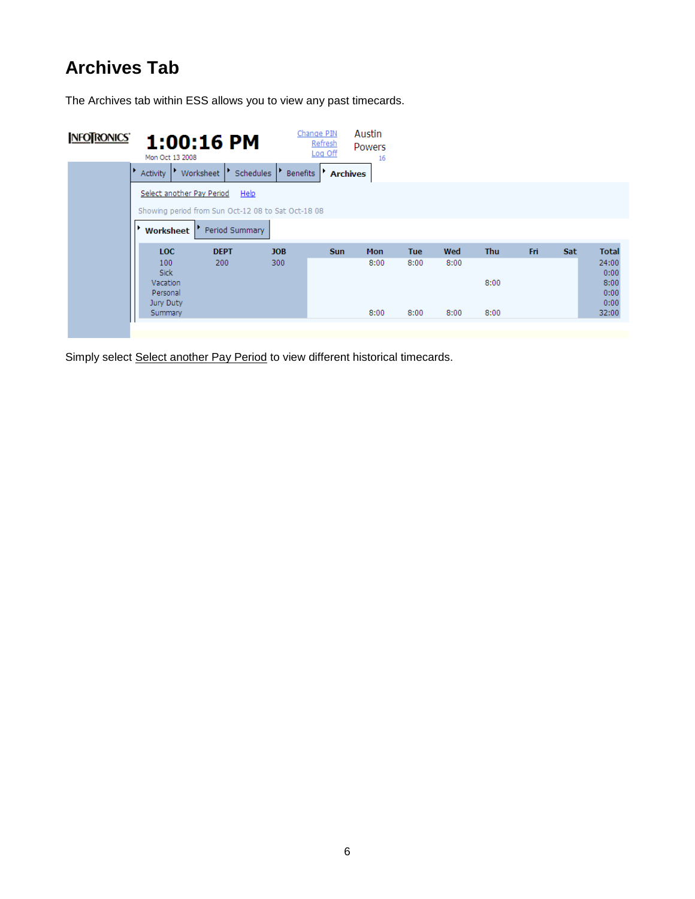# Archives Tab

The Archives tab within ESS allows you to view any past timecards.

INFOTRONICS

**1:00:16 PM**

Mon Oct 13 2008

Change PIN
Refresh
Log Off

Austin Powers
16

Activity | Worksheet | Schedules | Benefits | **Archives**

Select another Pay Period    Help

Showing period from Sun Oct-12 08 to Sat Oct-18 08

**Worksheet** | Period Summary

| LOC | DEPT | JOB | Sun | Mon | Tue | Wed | Thu | Fri | Sat | Total |
|---|---|---|---|---|---|---|---|---|---|---|
| 100 | 200 | 300 | | 8:00 | 8:00 | 8:00 | | | | 24:00 |
| Sick | | | | | | | | | | 0:00 |
| Vacation | | | | | | | 8:00 | | | 8:00 |
| Personal | | | | | | | | | | 0:00 |
| Jury Duty | | | | | | | | | | 0:00 |
| Summary | | | | 8:00 | 8:00 | 8:00 | 8:00 | | | 32:00 |

Simply select Select another Pay Period to view different historical timecards.